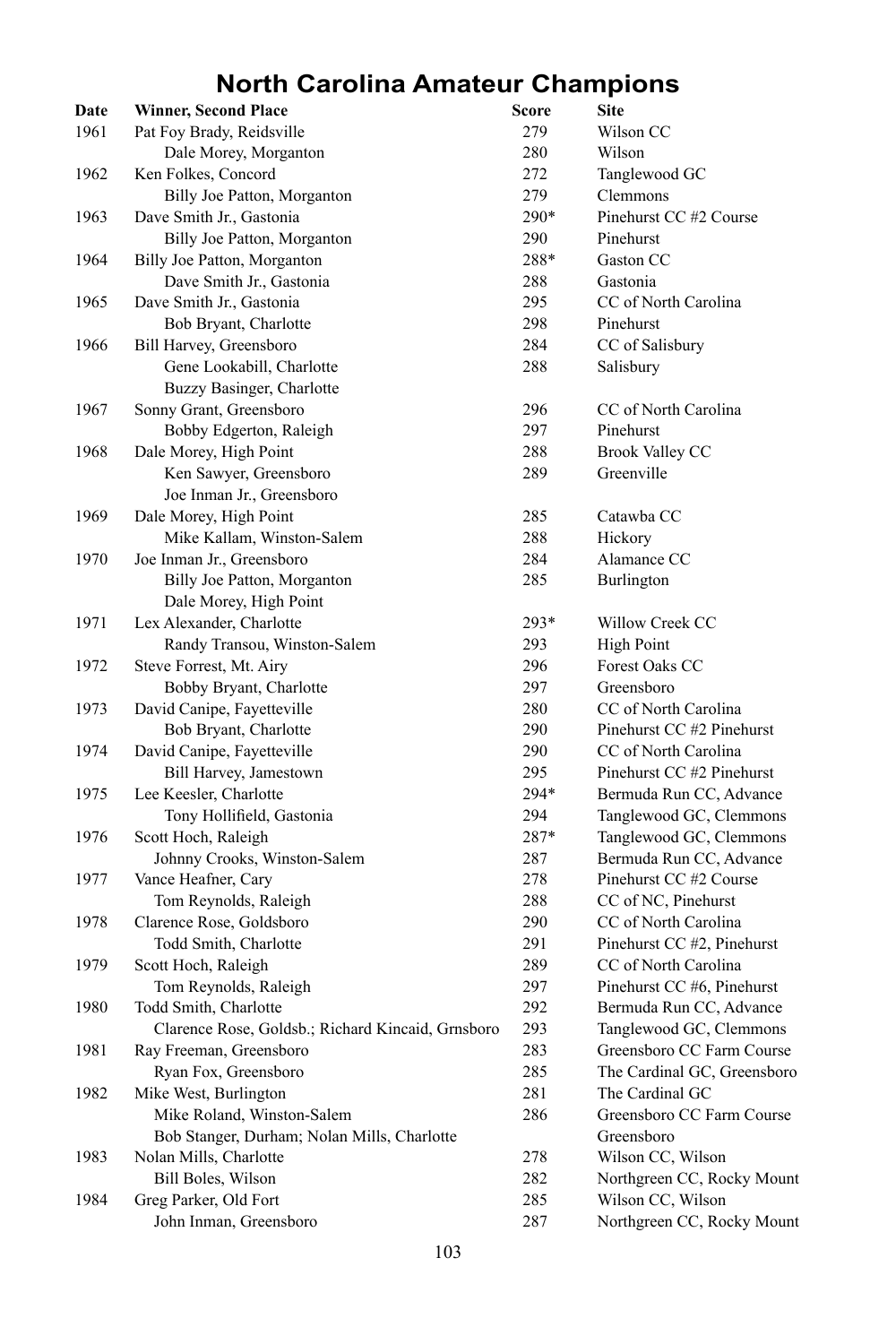# North Carolina Amateur Champions

| Date | Winner, Second Place | Score | Site |
|---|---|---|---|
| 1961 | Pat Foy Brady, Reidsville | 279 | Wilson CC |
| | Dale Morey, Morganton | 280 | Wilson |
| 1962 | Ken Folkes, Concord | 272 | Tanglewood GC |
| | Billy Joe Patton, Morganton | 279 | Clemmons |
| 1963 | Dave Smith Jr., Gastonia | 290* | Pinehurst CC #2 Course |
| | Billy Joe Patton, Morganton | 290 | Pinehurst |
| 1964 | Billy Joe Patton, Morganton | 288* | Gaston CC |
| | Dave Smith Jr., Gastonia | 288 | Gastonia |
| 1965 | Dave Smith Jr., Gastonia | 295 | CC of North Carolina |
| | Bob Bryant, Charlotte | 298 | Pinehurst |
| 1966 | Bill Harvey, Greensboro | 284 | CC of Salisbury |
| | Gene Lookabill, Charlotte | 288 | Salisbury |
| | Buzzy Basinger, Charlotte | | |
| 1967 | Sonny Grant, Greensboro | 296 | CC of North Carolina |
| | Bobby Edgerton, Raleigh | 297 | Pinehurst |
| 1968 | Dale Morey, High Point | 288 | Brook Valley CC |
| | Ken Sawyer, Greensboro | 289 | Greenville |
| | Joe Inman Jr., Greensboro | | |
| 1969 | Dale Morey, High Point | 285 | Catawba CC |
| | Mike Kallam, Winston-Salem | 288 | Hickory |
| 1970 | Joe Inman Jr., Greensboro | 284 | Alamance CC |
| | Billy Joe Patton, Morganton | 285 | Burlington |
| | Dale Morey, High Point | | |
| 1971 | Lex Alexander, Charlotte | 293* | Willow Creek CC |
| | Randy Transou, Winston-Salem | 293 | High Point |
| 1972 | Steve Forrest, Mt. Airy | 296 | Forest Oaks CC |
| | Bobby Bryant, Charlotte | 297 | Greensboro |
| 1973 | David Canipe, Fayetteville | 280 | CC of North Carolina |
| | Bob Bryant, Charlotte | 290 | Pinehurst CC #2 Pinehurst |
| 1974 | David Canipe, Fayetteville | 290 | CC of North Carolina |
| | Bill Harvey, Jamestown | 295 | Pinehurst CC #2 Pinehurst |
| 1975 | Lee Keesler, Charlotte | 294* | Bermuda Run CC, Advance |
| | Tony Hollifield, Gastonia | 294 | Tanglewood GC, Clemmons |
| 1976 | Scott Hoch, Raleigh | 287* | Tanglewood GC, Clemmons |
| | Johnny Crooks, Winston-Salem | 287 | Bermuda Run CC, Advance |
| 1977 | Vance Heafner, Cary | 278 | Pinehurst CC #2 Course |
| | Tom Reynolds, Raleigh | 288 | CC of NC, Pinehurst |
| 1978 | Clarence Rose, Goldsboro | 290 | CC of North Carolina |
| | Todd Smith, Charlotte | 291 | Pinehurst CC #2, Pinehurst |
| 1979 | Scott Hoch, Raleigh | 289 | CC of North Carolina |
| | Tom Reynolds, Raleigh | 297 | Pinehurst CC #6, Pinehurst |
| 1980 | Todd Smith, Charlotte | 292 | Bermuda Run CC, Advance |
| | Clarence Rose, Goldsb.; Richard Kincaid, Grnsboro | 293 | Tanglewood GC, Clemmons |
| 1981 | Ray Freeman, Greensboro | 283 | Greensboro CC Farm Course |
| | Ryan Fox, Greensboro | 285 | The Cardinal GC, Greensboro |
| 1982 | Mike West, Burlington | 281 | The Cardinal GC |
| | Mike Roland, Winston-Salem | 286 | Greensboro CC Farm Course |
| | Bob Stanger, Durham; Nolan Mills, Charlotte | | Greensboro |
| 1983 | Nolan Mills, Charlotte | 278 | Wilson CC, Wilson |
| | Bill Boles, Wilson | 282 | Northgreen CC, Rocky Mount |
| 1984 | Greg Parker, Old Fort | 285 | Wilson CC, Wilson |
| | John Inman, Greensboro | 287 | Northgreen CC, Rocky Mount |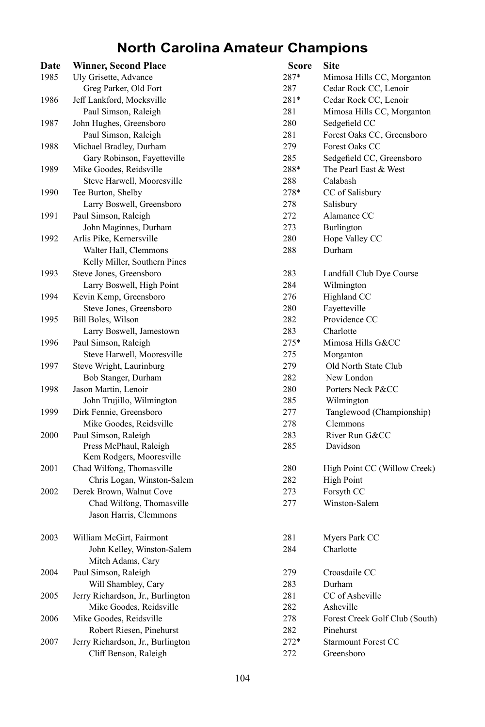# North Carolina Amateur Champions

| Date | Winner, Second Place | Score | Site |
|---|---|---|---|
| 1985 | Uly Grisette, Advance | 287* | Mimosa Hills CC, Morganton |
| | Greg Parker, Old Fort | 287 | Cedar Rock CC, Lenoir |
| 1986 | Jeff Lankford, Mocksville | 281* | Cedar Rock CC, Lenoir |
| | Paul Simson, Raleigh | 281 | Mimosa Hills CC, Morganton |
| 1987 | John Hughes, Greensboro | 280 | Sedgefield CC |
| | Paul Simson, Raleigh | 281 | Forest Oaks CC, Greensboro |
| 1988 | Michael Bradley, Durham | 279 | Forest Oaks CC |
| | Gary Robinson, Fayetteville | 285 | Sedgefield CC, Greensboro |
| 1989 | Mike Goodes, Reidsville | 288* | The Pearl East & West |
| | Steve Harwell, Mooresville | 288 | Calabash |
| 1990 | Tee Burton, Shelby | 278* | CC of Salisbury |
| | Larry Boswell, Greensboro | 278 | Salisbury |
| 1991 | Paul Simson, Raleigh | 272 | Alamance CC |
| | John Maginnes, Durham | 273 | Burlington |
| 1992 | Arlis Pike, Kernersville | 280 | Hope Valley CC |
| | Walter Hall, Clemmons | 288 | Durham |
| | Kelly Miller, Southern Pines | | |
| 1993 | Steve Jones, Greensboro | 283 | Landfall Club Dye Course |
| | Larry Boswell, High Point | 284 | Wilmington |
| 1994 | Kevin Kemp, Greensboro | 276 | Highland CC |
| | Steve Jones, Greensboro | 280 | Fayetteville |
| 1995 | Bill Boles, Wilson | 282 | Providence CC |
| | Larry Boswell, Jamestown | 283 | Charlotte |
| 1996 | Paul Simson, Raleigh | 275* | Mimosa Hills G&CC |
| | Steve Harwell, Mooresville | 275 | Morganton |
| 1997 | Steve Wright, Laurinburg | 279 | Old North State Club |
| | Bob Stanger, Durham | 282 | New London |
| 1998 | Jason Martin, Lenoir | 280 | Porters Neck P&CC |
| | John Trujillo, Wilmington | 285 | Wilmington |
| 1999 | Dirk Fennie, Greensboro | 277 | Tanglewood (Championship) |
| | Mike Goodes, Reidsville | 278 | Clemmons |
| 2000 | Paul Simson, Raleigh | 283 | River Run G&CC |
| | Press McPhaul, Raleigh | 285 | Davidson |
| | Kem Rodgers, Mooresville | | |
| 2001 | Chad Wilfong, Thomasville | 280 | High Point CC (Willow Creek) |
| | Chris Logan, Winston-Salem | 282 | High Point |
| 2002 | Derek Brown, Walnut Cove | 273 | Forsyth CC |
| | Chad Wilfong, Thomasville | 277 | Winston-Salem |
| | Jason Harris, Clemmons | | |
| 2003 | William McGirt, Fairmont | 281 | Myers Park CC |
| | John Kelley, Winston-Salem | 284 | Charlotte |
| | Mitch Adams, Cary | | |
| 2004 | Paul Simson, Raleigh | 279 | Croasdaile CC |
| | Will Shambley, Cary | 283 | Durham |
| 2005 | Jerry Richardson, Jr., Burlington | 281 | CC of Asheville |
| | Mike Goodes, Reidsville | 282 | Asheville |
| 2006 | Mike Goodes, Reidsville | 278 | Forest Creek Golf Club (South) |
| | Robert Riesen, Pinehurst | 282 | Pinehurst |
| 2007 | Jerry Richardson, Jr., Burlington | 272* | Starmount Forest CC |
| | Cliff Benson, Raleigh | 272 | Greensboro |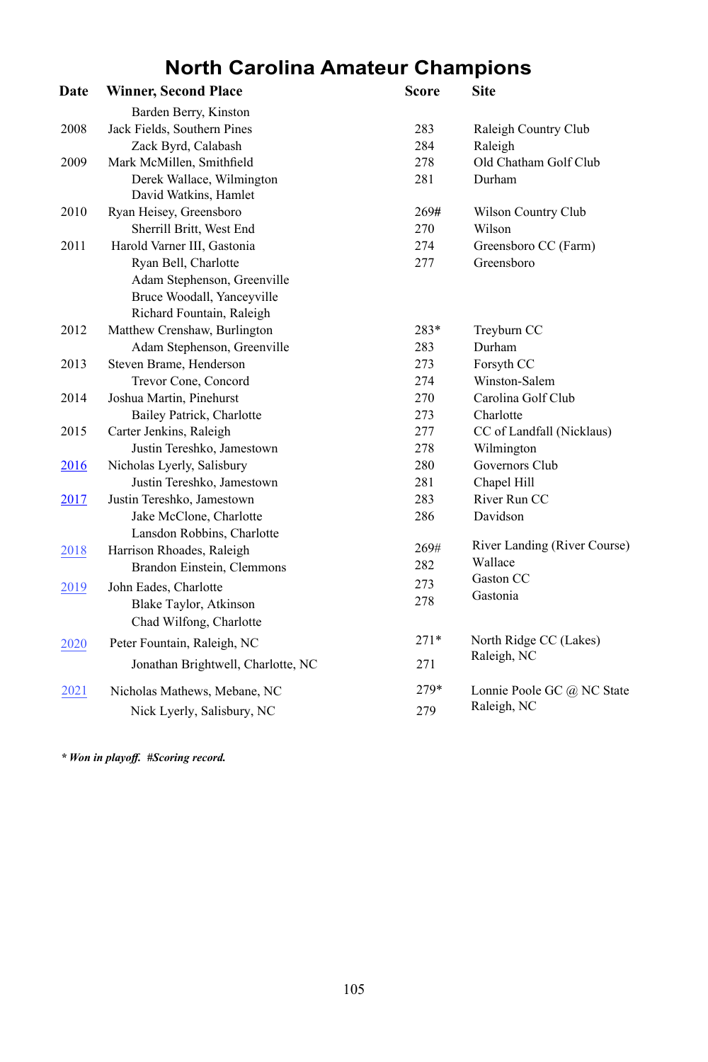# North Carolina Amateur Champions

| Date | Winner, Second Place | Score | Site |
|---|---|---|---|
| | Barden Berry, Kinston | | |
| 2008 | Jack Fields, Southern Pines | 283 | Raleigh Country Club |
| | Zack Byrd, Calabash | 284 | Raleigh |
| 2009 | Mark McMillen, Smithfield | 278 | Old Chatham Golf Club |
| | Derek Wallace, Wilmington | 281 | Durham |
| | David Watkins, Hamlet | | |
| 2010 | Ryan Heisey, Greensboro | 269# | Wilson Country Club |
| | Sherrill Britt, West End | 270 | Wilson |
| 2011 | Harold Varner III, Gastonia | 274 | Greensboro CC (Farm) |
| | Ryan Bell, Charlotte | 277 | Greensboro |
| | Adam Stephenson, Greenville | | |
| | Bruce Woodall, Yanceyville | | |
| | Richard Fountain, Raleigh | | |
| 2012 | Matthew Crenshaw, Burlington | 283* | Treyburn CC |
| | Adam Stephenson, Greenville | 283 | Durham |
| 2013 | Steven Brame, Henderson | 273 | Forsyth CC |
| | Trevor Cone, Concord | 274 | Winston-Salem |
| 2014 | Joshua Martin, Pinehurst | 270 | Carolina Golf Club |
| | Bailey Patrick, Charlotte | 273 | Charlotte |
| 2015 | Carter Jenkins, Raleigh | 277 | CC of Landfall (Nicklaus) |
| | Justin Tereshko, Jamestown | 278 | Wilmington |
| 2016 | Nicholas Lyerly, Salisbury | 280 | Governors Club |
| | Justin Tereshko, Jamestown | 281 | Chapel Hill |
| 2017 | Justin Tereshko, Jamestown | 283 | River Run CC |
| | Jake McClone, Charlotte | 286 | Davidson |
| | Lansdon Robbins, Charlotte | | |
| 2018 | Harrison Rhoades, Raleigh | 269# | River Landing (River Course) |
| | Brandon Einstein, Clemmons | 282 | Wallace |
| 2019 | John Eades, Charlotte | 273 | Gaston CC |
| | Blake Taylor, Atkinson | 278 | Gastonia |
| | Chad Wilfong, Charlotte | | |
| 2020 | Peter Fountain, Raleigh, NC | 271* | North Ridge CC (Lakes) |
| | Jonathan Brightwell, Charlotte, NC | 271 | Raleigh, NC |
| 2021 | Nicholas Mathews, Mebane, NC | 279* | Lonnie Poole GC @ NC State |
| | Nick Lyerly, Salisbury, NC | 279 | Raleigh, NC |

***\* Won in playoff. #Scoring record.***